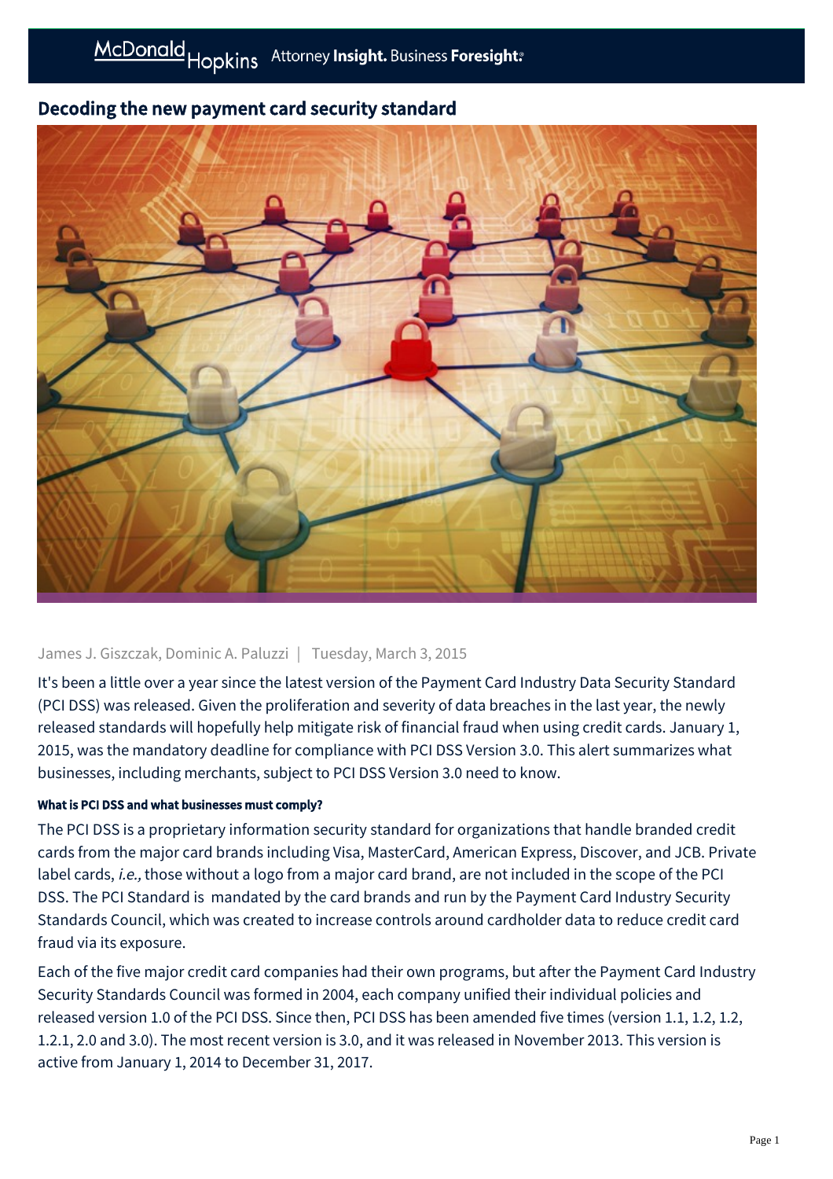# Decoding the new payment card security standard

James J. Giszczak, Dominic A. Paluzzi | Tuesday, March 3, 2015

It's been a little over a year since the latest version of the Payment Card Industry Data Security Standard (PCI DSS) was released. Given the proliferation and severity of data breaches in the last year, the newly released standards will hopefully help mitigate risk of financial fraud when using credit cards. January 1, 2015, was the mandatory deadline for compliance with PCI DSS Version 3.0. This alert summarizes what businesses, including merchants, subject to PCI DSS Version 3.0 need to know.

#### What is PCI DSS and what businesses must comply?

The PCI DSS is a proprietary information security standard for organizations that handle branded credit cards from the major card brands including Visa, MasterCard, American Express, Discover, and JCB. Private label cards, *i.e.,* those without a logo from a major card brand, are not included in the scope of the PCI DSS. The PCI Standard is mandated by the card brands and run by the Payment Card Industry Security Standards Council, which was created to increase controls around cardholder data to reduce credit card fraud via its exposure.

Each of the five major credit card companies had their own programs, but after the Payment Card Industry Security Standards Council was formed in 2004, each company unified their individual policies and released version 1.0 of the PCI DSS. Since then, PCI DSS has been amended five times (version 1.1, 1.2, 1.2, 1.2.1, 2.0 and 3.0). The most recent version is 3.0, and it was released in November 2013. This version is active from January 1, 2014 to December 31, 2017.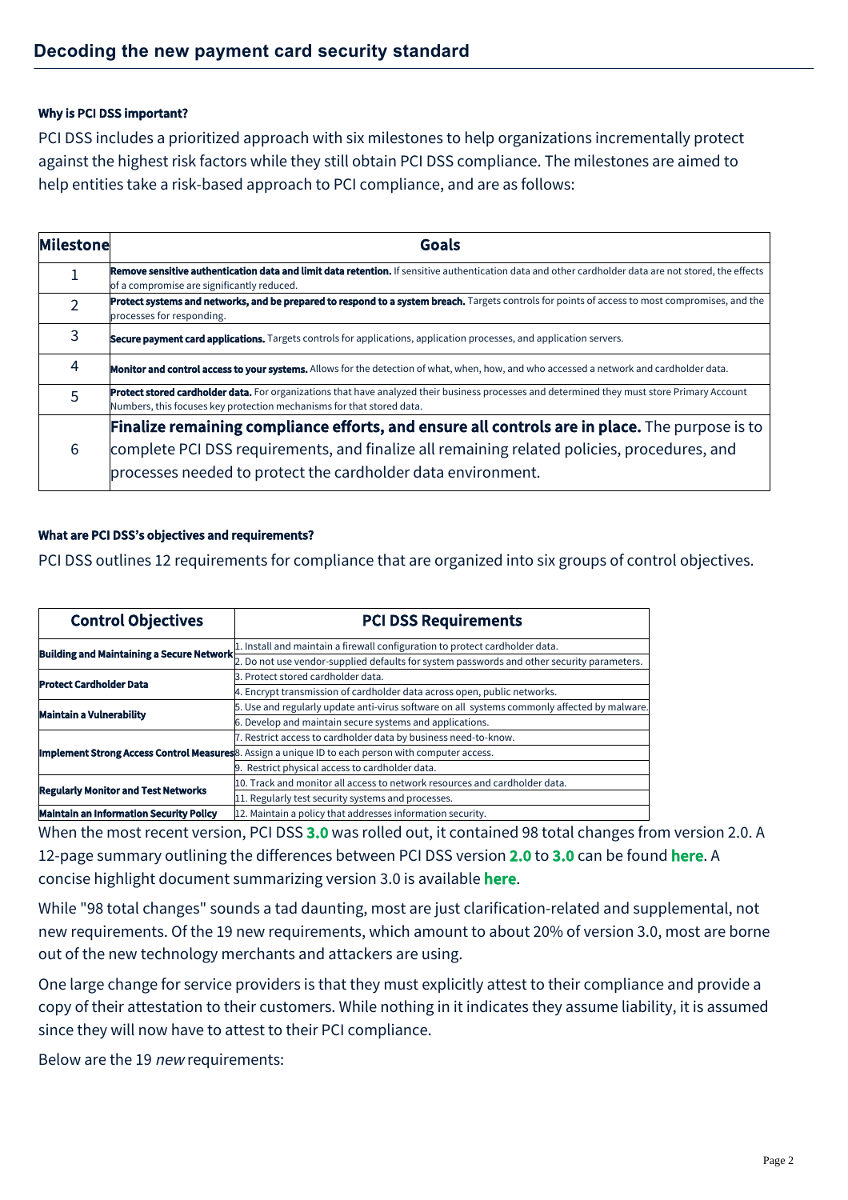#### Why is PCI DSS important?

PCI DSS includes a prioritized approach with six milestones to help organizations incrementally protect against the highest risk factors while they still obtain PCI DSS compliance. The milestones are aimed to help entities take a risk-based approach to PCI compliance, and are as follows:

| Milestone | Goals |
|---|---|
| 1 | **Remove sensitive authentication data and limit data retention.** If sensitive authentication data and other cardholder data are not stored, the effects of a compromise are significantly reduced. |
| 2 | **Protect systems and networks, and be prepared to respond to a system breach.** Targets controls for points of access to most compromises, and the processes for responding. |
| 3 | **Secure payment card applications.** Targets controls for applications, application processes, and application servers. |
| 4 | **Monitor and control access to your systems.** Allows for the detection of what, when, how, and who accessed a network and cardholder data. |
| 5 | **Protect stored cardholder data.** For organizations that have analyzed their business processes and determined they must store Primary Account Numbers, this focuses key protection mechanisms for that stored data. |
| 6 | **Finalize remaining compliance efforts, and ensure all controls are in place.** The purpose is to complete PCI DSS requirements, and finalize all remaining related policies, procedures, and processes needed to protect the cardholder data environment. |

#### What are PCI DSS's objectives and requirements?

PCI DSS outlines 12 requirements for compliance that are organized into six groups of control objectives.

| Control Objectives | PCI DSS Requirements |
|---|---|
| **Building and Maintaining a Secure Network** | 1. Install and maintain a firewall configuration to protect cardholder data. |
| | 2. Do not use vendor-supplied defaults for system passwords and other security parameters. |
| **Protect Cardholder Data** | 3. Protect stored cardholder data. |
| | 4. Encrypt transmission of cardholder data across open, public networks. |
| **Maintain a Vulnerability** | 5. Use and regularly update anti-virus software on all systems commonly affected by malware. |
| | 6. Develop and maintain secure systems and applications. |
| **Implement Strong Access Control Measures** | 7. Restrict access to cardholder data by business need-to-know. |
| | 8. Assign a unique ID to each person with computer access. |
| | 9. Restrict physical access to cardholder data. |
| **Regularly Monitor and Test Networks** | 10. Track and monitor all access to network resources and cardholder data. |
| | 11. Regularly test security systems and processes. |
| **Maintain an Information Security Policy** | 12. Maintain a policy that addresses information security. |

When the most recent version, PCI DSS **3.0** was rolled out, it contained 98 total changes from version 2.0. A 12-page summary outlining the differences between PCI DSS version **2.0** to **3.0** can be found **here**. A concise highlight document summarizing version 3.0 is available **here**.

While "98 total changes" sounds a tad daunting, most are just clarification-related and supplemental, not new requirements. Of the 19 new requirements, which amount to about 20% of version 3.0, most are borne out of the new technology merchants and attackers are using.

One large change for service providers is that they must explicitly attest to their compliance and provide a copy of their attestation to their customers. While nothing in it indicates they assume liability, it is assumed since they will now have to attest to their PCI compliance.

Below are the 19 *new* requirements: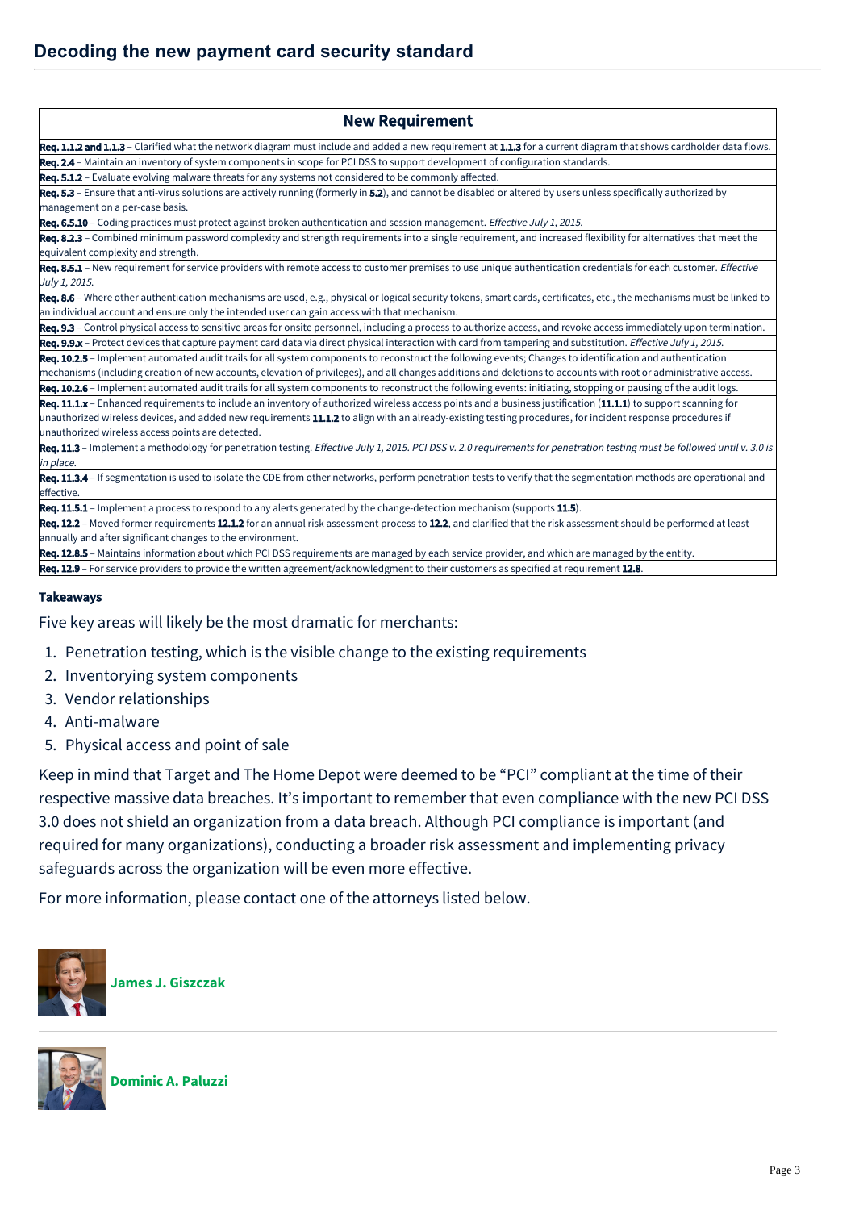| New Requirement |
|---|
| **Req. 1.1.2 and 1.1.3** – Clarified what the network diagram must include and added a new requirement at **1.1.3** for a current diagram that shows cardholder data flows. |
| **Req. 2.4** – Maintain an inventory of system components in scope for PCI DSS to support development of configuration standards. |
| **Req. 5.1.2** – Evaluate evolving malware threats for any systems not considered to be commonly affected. |
| **Req. 5.3** – Ensure that anti-virus solutions are actively running (formerly in **5.2**), and cannot be disabled or altered by users unless specifically authorized by management on a per-case basis. |
| **Req. 6.5.10** – Coding practices must protect against broken authentication and session management. *Effective July 1, 2015.* |
| **Req. 8.2.3** – Combined minimum password complexity and strength requirements into a single requirement, and increased flexibility for alternatives that meet the equivalent complexity and strength. |
| **Req. 8.5.1** – New requirement for service providers with remote access to customer premises to use unique authentication credentials for each customer. *Effective July 1, 2015.* |
| **Req. 8.6** – Where other authentication mechanisms are used, e.g., physical or logical security tokens, smart cards, certificates, etc., the mechanisms must be linked to an individual account and ensure only the intended user can gain access with that mechanism. |
| **Req. 9.3** – Control physical access to sensitive areas for onsite personnel, including a process to authorize access, and revoke access immediately upon termination. |
| **Req. 9.9.x** – Protect devices that capture payment card data via direct physical interaction with card from tampering and substitution. *Effective July 1, 2015.* |
| **Req. 10.2.5** – Implement automated audit trails for all system components to reconstruct the following events; Changes to identification and authentication mechanisms (including creation of new accounts, elevation of privileges), and all changes additions and deletions to accounts with root or administrative access. |
| **Req. 10.2.6** – Implement automated audit trails for all system components to reconstruct the following events: initiating, stopping or pausing of the audit logs. |
| **Req. 11.1.x** – Enhanced requirements to include an inventory of authorized wireless access points and a business justification (**11.1.1**) to support scanning for unauthorized wireless devices, and added new requirements **11.1.2** to align with an already-existing testing procedures, for incident response procedures if unauthorized wireless access points are detected. |
| **Req. 11.3** – Implement a methodology for penetration testing. *Effective July 1, 2015. PCI DSS v. 2.0 requirements for penetration testing must be followed until v. 3.0 is in place.* |
| **Req. 11.3.4** – If segmentation is used to isolate the CDE from other networks, perform penetration tests to verify that the segmentation methods are operational and effective. |
| **Req. 11.5.1** – Implement a process to respond to any alerts generated by the change-detection mechanism (supports **11.5**). |
| **Req. 12.2** – Moved former requirements **12.1.2** for an annual risk assessment process to **12.2**, and clarified that the risk assessment should be performed at least annually and after significant changes to the environment. |
| **Req. 12.8.5** – Maintains information about which PCI DSS requirements are managed by each service provider, and which are managed by the entity. |
| **Req. 12.9** – For service providers to provide the written agreement/acknowledgment to their customers as specified at requirement **12.8**. |

### Takeaways

Five key areas will likely be the most dramatic for merchants:

1. Penetration testing, which is the visible change to the existing requirements
2. Inventorying system components
3. Vendor relationships
4. Anti-malware
5. Physical access and point of sale

Keep in mind that Target and The Home Depot were deemed to be "PCI" compliant at the time of their respective massive data breaches. It's important to remember that even compliance with the new PCI DSS 3.0 does not shield an organization from a data breach. Although PCI compliance is important (and required for many organizations), conducting a broader risk assessment and implementing privacy safeguards across the organization will be even more effective.

For more information, please contact one of the attorneys listed below.

**James J. Giszczak**

**Dominic A. Paluzzi**